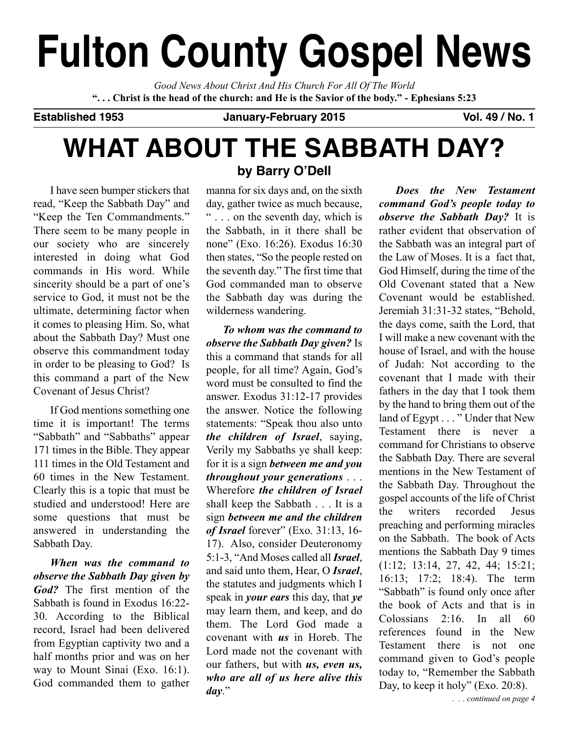# Fulton County Gospel News

*Good News About Christ And His Church For All Of The World*

**". . . Christ is the head of the church: and He is the Savior of the body." - Ephesians 5:23**

**Established 1953** | **January-February 2015** | **Vol. 49 / No. 1**

# WHAT ABOUT THE SABBATH DAY?

### by Barry O'Dell

I have seen bumper stickers that read, "Keep the Sabbath Day" and "Keep the Ten Commandments." There seem to be many people in our society who are sincerely interested in doing what God commands in His word. While sincerity should be a part of one's service to God, it must not be the ultimate, determining factor when it comes to pleasing Him. So, what about the Sabbath Day? Must one observe this commandment today in order to be pleasing to God? Is this command a part of the New Covenant of Jesus Christ?

If God mentions something one time it is important! The terms "Sabbath" and "Sabbaths" appear 171 times in the Bible. They appear 111 times in the Old Testament and 60 times in the New Testament. Clearly this is a topic that must be studied and understood! Here are some questions that must be answered in understanding the Sabbath Day.

***When was the command to observe the Sabbath Day given by God?*** The first mention of the Sabbath is found in Exodus 16:22-30. According to the Biblical record, Israel had been delivered from Egyptian captivity two and a half months prior and was on her way to Mount Sinai (Exo. 16:1). God commanded them to gather manna for six days and, on the sixth day, gather twice as much because, " . . . on the seventh day, which is the Sabbath, in it there shall be none" (Exo. 16:26). Exodus 16:30 then states, "So the people rested on the seventh day." The first time that God commanded man to observe the Sabbath day was during the wilderness wandering.

***To whom was the command to observe the Sabbath Day given?*** Is this a command that stands for all people, for all time? Again, God's word must be consulted to find the answer. Exodus 31:12-17 provides the answer. Notice the following statements: "Speak thou also unto ***the children of Israel***, saying, Verily my Sabbaths ye shall keep: for it is a sign ***between me and you throughout your generations*** . . . Wherefore ***the children of Israel*** shall keep the Sabbath . . . It is a sign ***between me and the children of Israel*** forever" (Exo. 31:13, 16-17). Also, consider Deuteronomy 5:1-3, "And Moses called all ***Israel***, and said unto them, Hear, O ***Israel***, the statutes and judgments which I speak in ***your ears*** this day, that ***ye*** may learn them, and keep, and do them. The Lord God made a covenant with ***us*** in Horeb. The Lord made not the covenant with our fathers, but with ***us, even us, who are all of us here alive this day***."

***Does the New Testament command God's people today to observe the Sabbath Day?*** It is rather evident that observation of the Sabbath was an integral part of the Law of Moses. It is a fact that, God Himself, during the time of the Old Covenant stated that a New Covenant would be established. Jeremiah 31:31-32 states, "Behold, the days come, saith the Lord, that I will make a new covenant with the house of Israel, and with the house of Judah: Not according to the covenant that I made with their fathers in the day that I took them by the hand to bring them out of the land of Egypt . . . " Under that New Testament there is never a command for Christians to observe the Sabbath Day. There are several mentions in the New Testament of the Sabbath Day. Throughout the gospel accounts of the life of Christ the writers recorded Jesus preaching and performing miracles on the Sabbath. The book of Acts mentions the Sabbath Day 9 times (1:12; 13:14, 27, 42, 44; 15:21; 16:13; 17:2; 18:4). The term "Sabbath" is found only once after the book of Acts and that is in Colossians 2:16. In all 60 references found in the New Testament there is not one command given to God's people today to, "Remember the Sabbath Day, to keep it holy" (Exo. 20:8).

*. . . continued on page 4*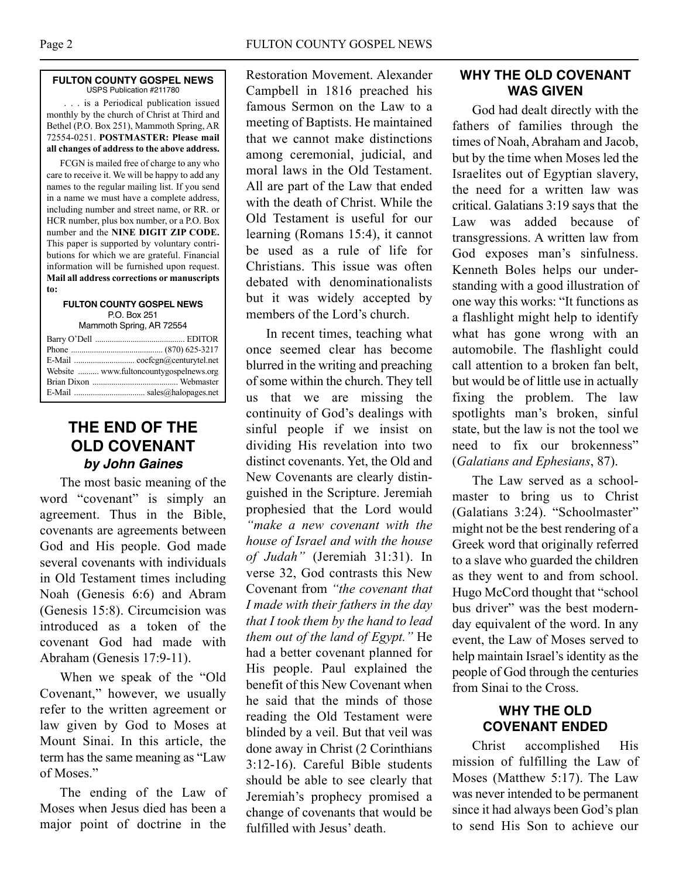**FULTON COUNTY GOSPEL NEWS**
USPS Publication #211780

. . . is a Periodical publication issued monthly by the church of Christ at Third and Bethel (P.O. Box 251), Mammoth Spring, AR 72554-0251. **POSTMASTER: Please mail all changes of address to the above address.**

FCGN is mailed free of charge to any who care to receive it. We will be happy to add any names to the regular mailing list. If you send in a name we must have a complete address, including number and street name, or RR. or HCR number, plus box number, or a P.O. Box number and the **NINE DIGIT ZIP CODE.** This paper is supported by voluntary contributions for which we are grateful. Financial information will be furnished upon request. **Mail all address corrections or manuscripts to:**

**FULTON COUNTY GOSPEL NEWS**
P.O. Box 251
Mammoth Spring, AR 72554

Barry O'Dell .......... EDITOR
Phone .......... (870) 625-3217
E-Mail .......... cocfcgn@centurytel.net
Website .......... www.fultoncountygospelnews.org
Brian Dixon .......... Webmaster
E-Mail .......... sales@halopages.net

# THE END OF THE OLD COVENANT
### *by John Gaines*

The most basic meaning of the word "covenant" is simply an agreement. Thus in the Bible, covenants are agreements between God and His people. God made several covenants with individuals in Old Testament times including Noah (Genesis 6:6) and Abram (Genesis 15:8). Circumcision was introduced as a token of the covenant God had made with Abraham (Genesis 17:9-11).

When we speak of the "Old Covenant," however, we usually refer to the written agreement or law given by God to Moses at Mount Sinai. In this article, the term has the same meaning as "Law of Moses."

The ending of the Law of Moses when Jesus died has been a major point of doctrine in the Restoration Movement. Alexander Campbell in 1816 preached his famous Sermon on the Law to a meeting of Baptists. He maintained that we cannot make distinctions among ceremonial, judicial, and moral laws in the Old Testament. All are part of the Law that ended with the death of Christ. While the Old Testament is useful for our learning (Romans 15:4), it cannot be used as a rule of life for Christians. This issue was often debated with denominationalists but it was widely accepted by members of the Lord's church.

In recent times, teaching what once seemed clear has become blurred in the writing and preaching of some within the church. They tell us that we are missing the continuity of God's dealings with sinful people if we insist on dividing His revelation into two distinct covenants. Yet, the Old and New Covenants are clearly distinguished in the Scripture. Jeremiah prophesied that the Lord would *"make a new covenant with the house of Israel and with the house of Judah"* (Jeremiah 31:31). In verse 32, God contrasts this New Covenant from *"the covenant that I made with their fathers in the day that I took them by the hand to lead them out of the land of Egypt."* He had a better covenant planned for His people. Paul explained the benefit of this New Covenant when he said that the minds of those reading the Old Testament were blinded by a veil. But that veil was done away in Christ (2 Corinthians 3:12-16). Careful Bible students should be able to see clearly that Jeremiah's prophecy promised a change of covenants that would be fulfilled with Jesus' death.

## WHY THE OLD COVENANT WAS GIVEN

God had dealt directly with the fathers of families through the times of Noah, Abraham and Jacob, but by the time when Moses led the Israelites out of Egyptian slavery, the need for a written law was critical. Galatians 3:19 says that the Law was added because of transgressions. A written law from God exposes man's sinfulness. Kenneth Boles helps our understanding with a good illustration of one way this works: "It functions as a flashlight might help to identify what has gone wrong with an automobile. The flashlight could call attention to a broken fan belt, but would be of little use in actually fixing the problem. The law spotlights man's broken, sinful state, but the law is not the tool we need to fix our brokenness" (*Galatians and Ephesians*, 87).

The Law served as a schoolmaster to bring us to Christ (Galatians 3:24). "Schoolmaster" might not be the best rendering of a Greek word that originally referred to a slave who guarded the children as they went to and from school. Hugo McCord thought that "school bus driver" was the best modern-day equivalent of the word. In any event, the Law of Moses served to help maintain Israel's identity as the people of God through the centuries from Sinai to the Cross.

## WHY THE OLD COVENANT ENDED

Christ accomplished His mission of fulfilling the Law of Moses (Matthew 5:17). The Law was never intended to be permanent since it had always been God's plan to send His Son to achieve our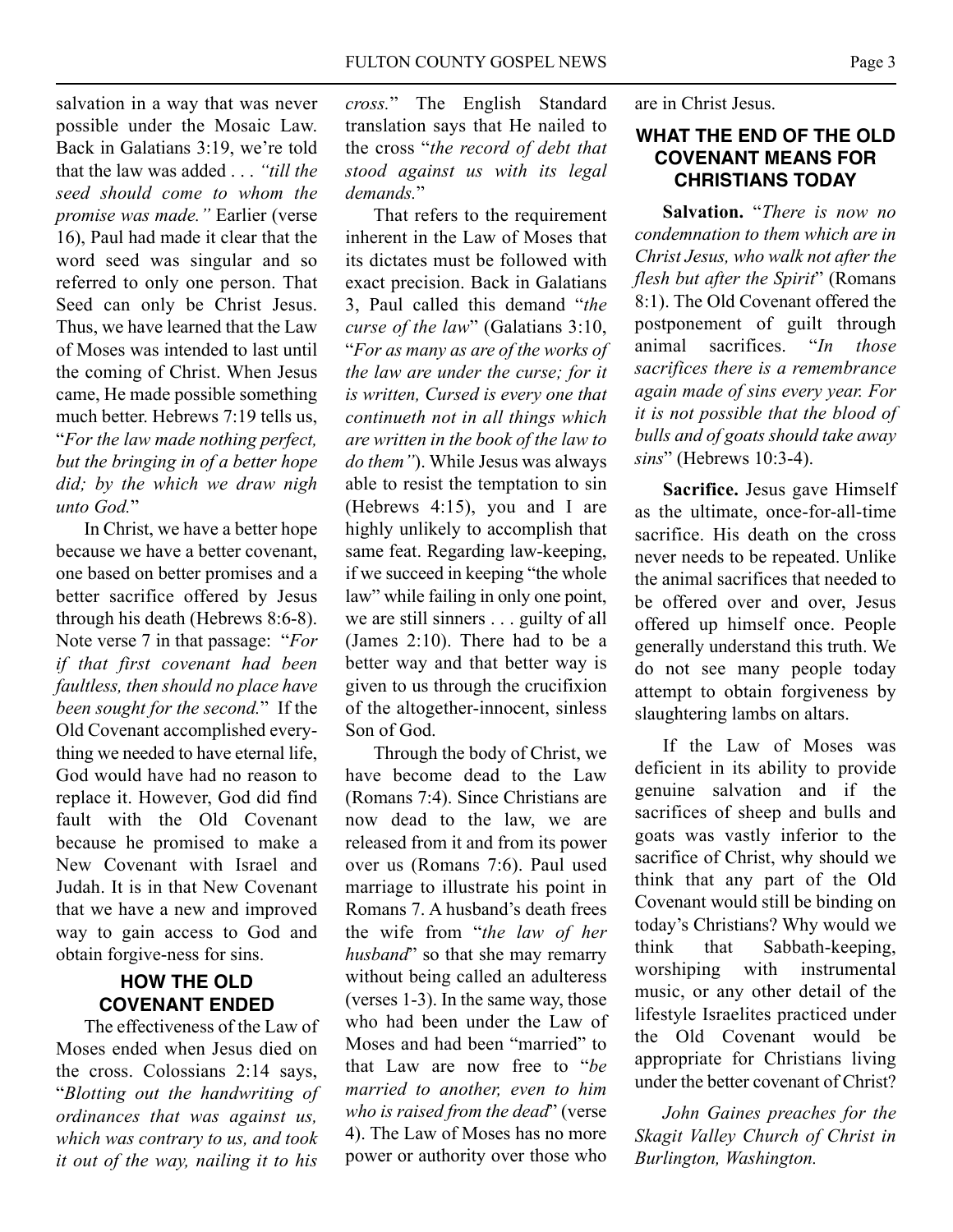salvation in a way that was never possible under the Mosaic Law. Back in Galatians 3:19, we're told that the law was added . . . *"till the seed should come to whom the promise was made."* Earlier (verse 16), Paul had made it clear that the word seed was singular and so referred to only one person. That Seed can only be Christ Jesus. Thus, we have learned that the Law of Moses was intended to last until the coming of Christ. When Jesus came, He made possible something much better. Hebrews 7:19 tells us, "*For the law made nothing perfect, but the bringing in of a better hope did; by the which we draw nigh unto God.*"

In Christ, we have a better hope because we have a better covenant, one based on better promises and a better sacrifice offered by Jesus through his death (Hebrews 8:6-8). Note verse 7 in that passage: "*For if that first covenant had been faultless, then should no place have been sought for the second.*" If the Old Covenant accomplished everything we needed to have eternal life, God would have had no reason to replace it. However, God did find fault with the Old Covenant because he promised to make a New Covenant with Israel and Judah. It is in that New Covenant that we have a new and improved way to gain access to God and obtain forgive-ness for sins.

## HOW THE OLD COVENANT ENDED

The effectiveness of the Law of Moses ended when Jesus died on the cross. Colossians 2:14 says, "*Blotting out the handwriting of ordinances that was against us, which was contrary to us, and took it out of the way, nailing it to his cross.*" The English Standard translation says that He nailed to the cross "*the record of debt that stood against us with its legal demands.*"

That refers to the requirement inherent in the Law of Moses that its dictates must be followed with exact precision. Back in Galatians 3, Paul called this demand "*the curse of the law*" (Galatians 3:10, "*For as many as are of the works of the law are under the curse; for it is written, Cursed is every one that continueth not in all things which are written in the book of the law to do them"*). While Jesus was always able to resist the temptation to sin (Hebrews 4:15), you and I are highly unlikely to accomplish that same feat. Regarding law-keeping, if we succeed in keeping "the whole law" while failing in only one point, we are still sinners . . . guilty of all (James 2:10). There had to be a better way and that better way is given to us through the crucifixion of the altogether-innocent, sinless Son of God.

Through the body of Christ, we have become dead to the Law (Romans 7:4). Since Christians are now dead to the law, we are released from it and from its power over us (Romans 7:6). Paul used marriage to illustrate his point in Romans 7. A husband's death frees the wife from "*the law of her husband*" so that she may remarry without being called an adulteress (verses 1-3). In the same way, those who had been under the Law of Moses and had been "married" to that Law are now free to "*be married to another, even to him who is raised from the dead*" (verse 4). The Law of Moses has no more power or authority over those who are in Christ Jesus.

## WHAT THE END OF THE OLD COVENANT MEANS FOR CHRISTIANS TODAY

**Salvation.** "*There is now no condemnation to them which are in Christ Jesus, who walk not after the flesh but after the Spirit*" (Romans 8:1). The Old Covenant offered the postponement of guilt through animal sacrifices. "*In those sacrifices there is a remembrance again made of sins every year. For it is not possible that the blood of bulls and of goats should take away sins*" (Hebrews 10:3-4).

**Sacrifice.** Jesus gave Himself as the ultimate, once-for-all-time sacrifice. His death on the cross never needs to be repeated. Unlike the animal sacrifices that needed to be offered over and over, Jesus offered up himself once. People generally understand this truth. We do not see many people today attempt to obtain forgiveness by slaughtering lambs on altars.

If the Law of Moses was deficient in its ability to provide genuine salvation and if the sacrifices of sheep and bulls and goats was vastly inferior to the sacrifice of Christ, why should we think that any part of the Old Covenant would still be binding on today's Christians? Why would we think that Sabbath-keeping, worshiping with instrumental music, or any other detail of the lifestyle Israelites practiced under the Old Covenant would be appropriate for Christians living under the better covenant of Christ?

*John Gaines preaches for the Skagit Valley Church of Christ in Burlington, Washington.*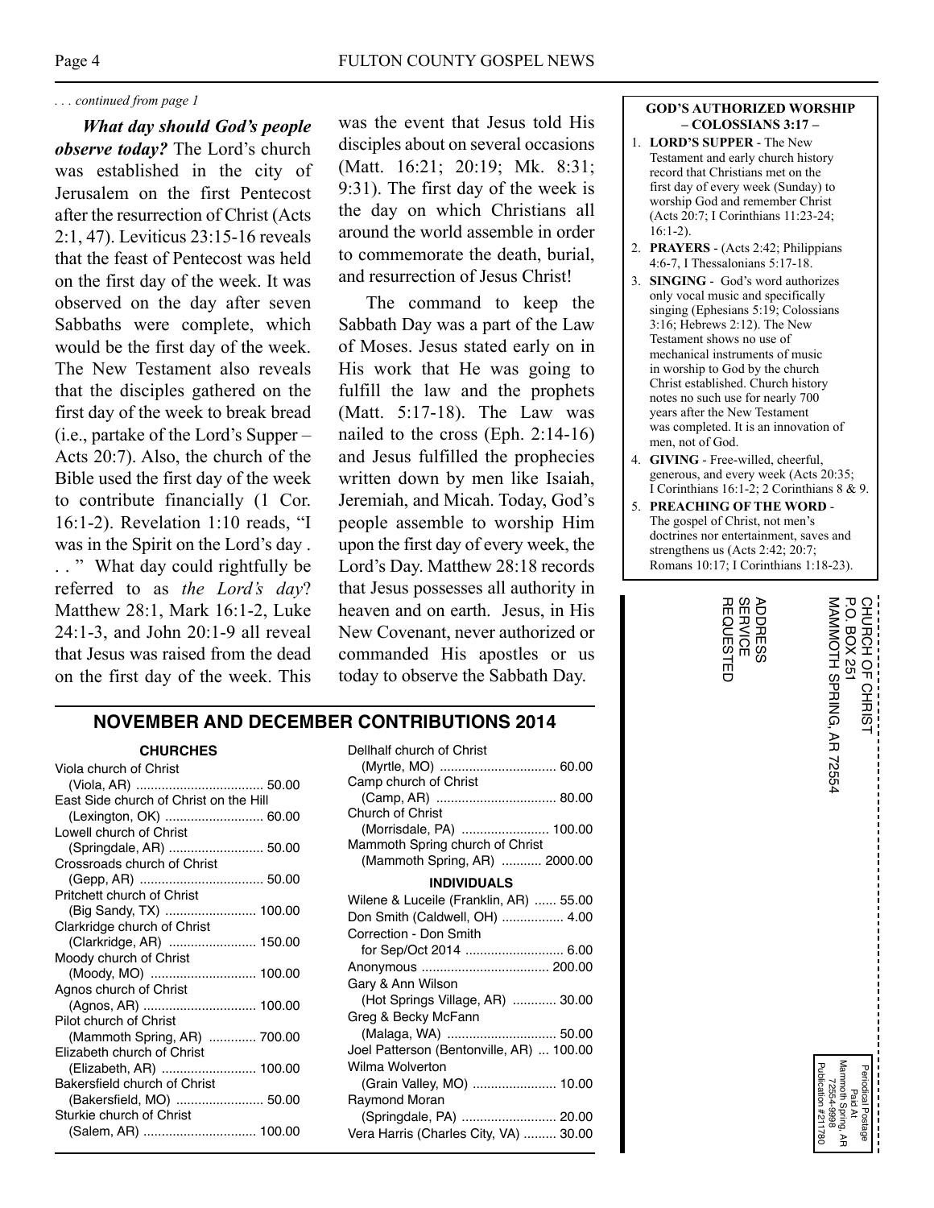*. . . continued from page 1*

***What day should God's people observe today?*** The Lord's church was established in the city of Jerusalem on the first Pentecost after the resurrection of Christ (Acts 2:1, 47). Leviticus 23:15-16 reveals that the feast of Pentecost was held on the first day of the week. It was observed on the day after seven Sabbaths were complete, which would be the first day of the week. The New Testament also reveals that the disciples gathered on the first day of the week to break bread (i.e., partake of the Lord's Supper – Acts 20:7). Also, the church of the Bible used the first day of the week to contribute financially (1 Cor. 16:1-2). Revelation 1:10 reads, "I was in the Spirit on the Lord's day . . . " What day could rightfully be referred to as *the Lord's day*? Matthew 28:1, Mark 16:1-2, Luke 24:1-3, and John 20:1-9 all reveal that Jesus was raised from the dead on the first day of the week. This was the event that Jesus told His disciples about on several occasions (Matt. 16:21; 20:19; Mk. 8:31; 9:31). The first day of the week is the day on which Christians all around the world assemble in order to commemorate the death, burial, and resurrection of Jesus Christ!

The command to keep the Sabbath Day was a part of the Law of Moses. Jesus stated early on in His work that He was going to fulfill the law and the prophets (Matt. 5:17-18). The Law was nailed to the cross (Eph. 2:14-16) and Jesus fulfilled the prophecies written down by men like Isaiah, Jeremiah, and Micah. Today, God's people assemble to worship Him upon the first day of every week, the Lord's Day. Matthew 28:18 records that Jesus possesses all authority in heaven and on earth. Jesus, in His New Covenant, never authorized or commanded His apostles or us today to observe the Sabbath Day.

**GOD'S AUTHORIZED WORSHIP – COLOSSIANS 3:17 –**

1. **LORD'S SUPPER** - The New Testament and early church history record that Christians met on the first day of every week (Sunday) to worship God and remember Christ (Acts 20:7; I Corinthians 11:23-24; 16:1-2).
2. **PRAYERS** - (Acts 2:42; Philippians 4:6-7, I Thessalonians 5:17-18.
3. **SINGING** - God's word authorizes only vocal music and specifically singing (Ephesians 5:19; Colossians 3:16; Hebrews 2:12). The New Testament shows no use of mechanical instruments of music in worship to God by the church Christ established. Church history notes no such use for nearly 700 years after the New Testament was completed. It is an innovation of men, not of God.
4. **GIVING** - Free-willed, cheerful, generous, and every week (Acts 20:35; I Corinthians 16:1-2; 2 Corinthians 8 & 9.
5. **PREACHING OF THE WORD** - The gospel of Christ, not men's doctrines nor entertainment, saves and strengthens us (Acts 2:42; 20:7; Romans 10:17; I Corinthians 1:18-23).

CHURCH OF CHRIST
P.O. BOX 251
MAMMOTH SPRING, AR 72554

ADDRESS SERVICE REQUESTED

Periodical Postage Paid At Mammoth Spring, AR 72554-9998 Publication #211780

## NOVEMBER AND DECEMBER CONTRIBUTIONS 2014

### CHURCHES

| | |
|---|---|
| Viola church of Christ (Viola, AR) | 50.00 |
| East Side church of Christ on the Hill (Lexington, OK) | 60.00 |
| Lowell church of Christ (Springdale, AR) | 50.00 |
| Crossroads church of Christ (Gepp, AR) | 50.00 |
| Pritchett church of Christ (Big Sandy, TX) | 100.00 |
| Clarkridge church of Christ (Clarkridge, AR) | 150.00 |
| Moody church of Christ (Moody, MO) | 100.00 |
| Agnos church of Christ (Agnos, AR) | 100.00 |
| Pilot church of Christ (Mammoth Spring, AR) | 700.00 |
| Elizabeth church of Christ (Elizabeth, AR) | 100.00 |
| Bakersfield church of Christ (Bakersfield, MO) | 50.00 |
| Sturkie church of Christ (Salem, AR) | 100.00 |
| Dellhalf church of Christ (Myrtle, MO) | 60.00 |
| Camp church of Christ (Camp, AR) | 80.00 |
| Church of Christ (Morrisdale, PA) | 100.00 |
| Mammoth Spring church of Christ (Mammoth Spring, AR) | 2000.00 |

### INDIVIDUALS

| | |
|---|---|
| Wilene & Luceile (Franklin, AR) | 55.00 |
| Don Smith (Caldwell, OH) | 4.00 |
| Correction - Don Smith for Sep/Oct 2014 | 6.00 |
| Anonymous | 200.00 |
| Gary & Ann Wilson (Hot Springs Village, AR) | 30.00 |
| Greg & Becky McFann (Malaga, WA) | 50.00 |
| Joel Patterson (Bentonville, AR) | 100.00 |
| Wilma Wolverton (Grain Valley, MO) | 10.00 |
| Raymond Moran (Springdale, PA) | 20.00 |
| Vera Harris (Charles City, VA) | 30.00 |